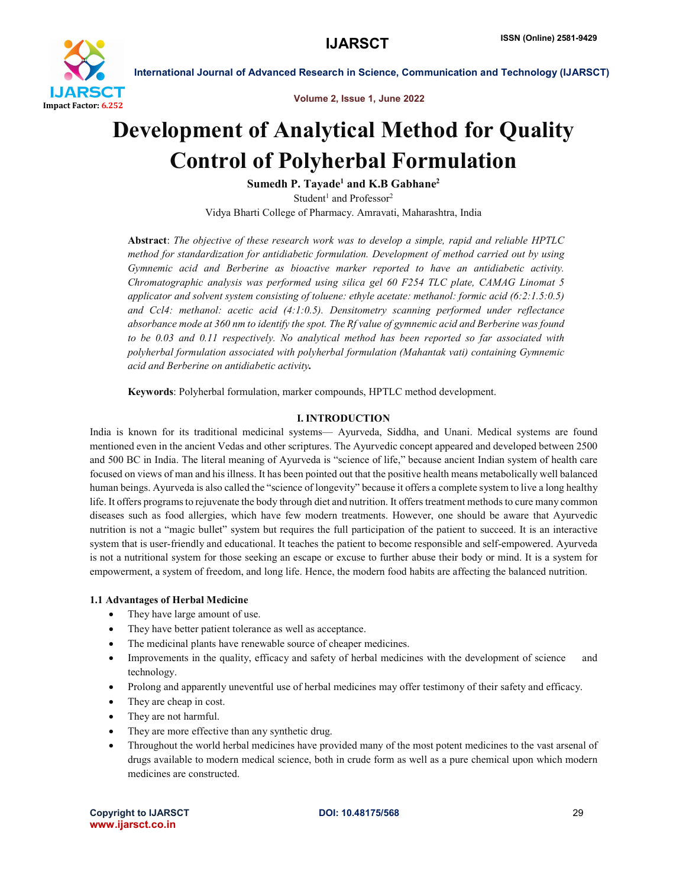# Development of Analytical Method for Quality Control of Polyherbal Formulation

**Sumedh P. Tayade[1] and K.B Gabhane[2]**

Student[1] and Professor[2]

Vidya Bharti College of Pharmacy. Amravati, Maharashtra, India

**Abstract**: *The objective of these research work was to develop a simple, rapid and reliable HPTLC method for standardization for antidiabetic formulation. Development of method carried out by using Gymnemic acid and Berberine as bioactive marker reported to have an antidiabetic activity. Chromatographic analysis was performed using silica gel 60 F254 TLC plate, CAMAG Linomat 5 applicator and solvent system consisting of toluene: ethyle acetate: methanol: formic acid (6:2:1.5:0.5) and Ccl4: methanol: acetic acid (4:1:0.5). Densitometry scanning performed under reflectance absorbance mode at 360 nm to identify the spot. The Rf value of gymnemic acid and Berberine was found to be 0.03 and 0.11 respectively. No analytical method has been reported so far associated with polyherbal formulation associated with polyherbal formulation (Mahantak vati) containing Gymnemic acid and Berberine on antidiabetic activity.*

**Keywords**: Polyherbal formulation, marker compounds, HPTLC method development.

## I. INTRODUCTION

India is known for its traditional medicinal systems— Ayurveda, Siddha, and Unani. Medical systems are found mentioned even in the ancient Vedas and other scriptures. The Ayurvedic concept appeared and developed between 2500 and 500 BC in India. The literal meaning of Ayurveda is "science of life," because ancient Indian system of health care focused on views of man and his illness. It has been pointed out that the positive health means metabolically well balanced human beings. Ayurveda is also called the "science of longevity" because it offers a complete system to live a long healthy life. It offers programs to rejuvenate the body through diet and nutrition. It offers treatment methods to cure many common diseases such as food allergies, which have few modern treatments. However, one should be aware that Ayurvedic nutrition is not a "magic bullet" system but requires the full participation of the patient to succeed. It is an interactive system that is user-friendly and educational. It teaches the patient to become responsible and self-empowered. Ayurveda is not a nutritional system for those seeking an escape or excuse to further abuse their body or mind. It is a system for empowerment, a system of freedom, and long life. Hence, the modern food habits are affecting the balanced nutrition.

### 1.1 Advantages of Herbal Medicine

- They have large amount of use.
- They have better patient tolerance as well as acceptance.
- The medicinal plants have renewable source of cheaper medicines.
- Improvements in the quality, efficacy and safety of herbal medicines with the development of science and technology.
- Prolong and apparently uneventful use of herbal medicines may offer testimony of their safety and efficacy.
- They are cheap in cost.
- They are not harmful.
- They are more effective than any synthetic drug.
- Throughout the world herbal medicines have provided many of the most potent medicines to the vast arsenal of drugs available to modern medical science, both in crude form as well as a pure chemical upon which modern medicines are constructed.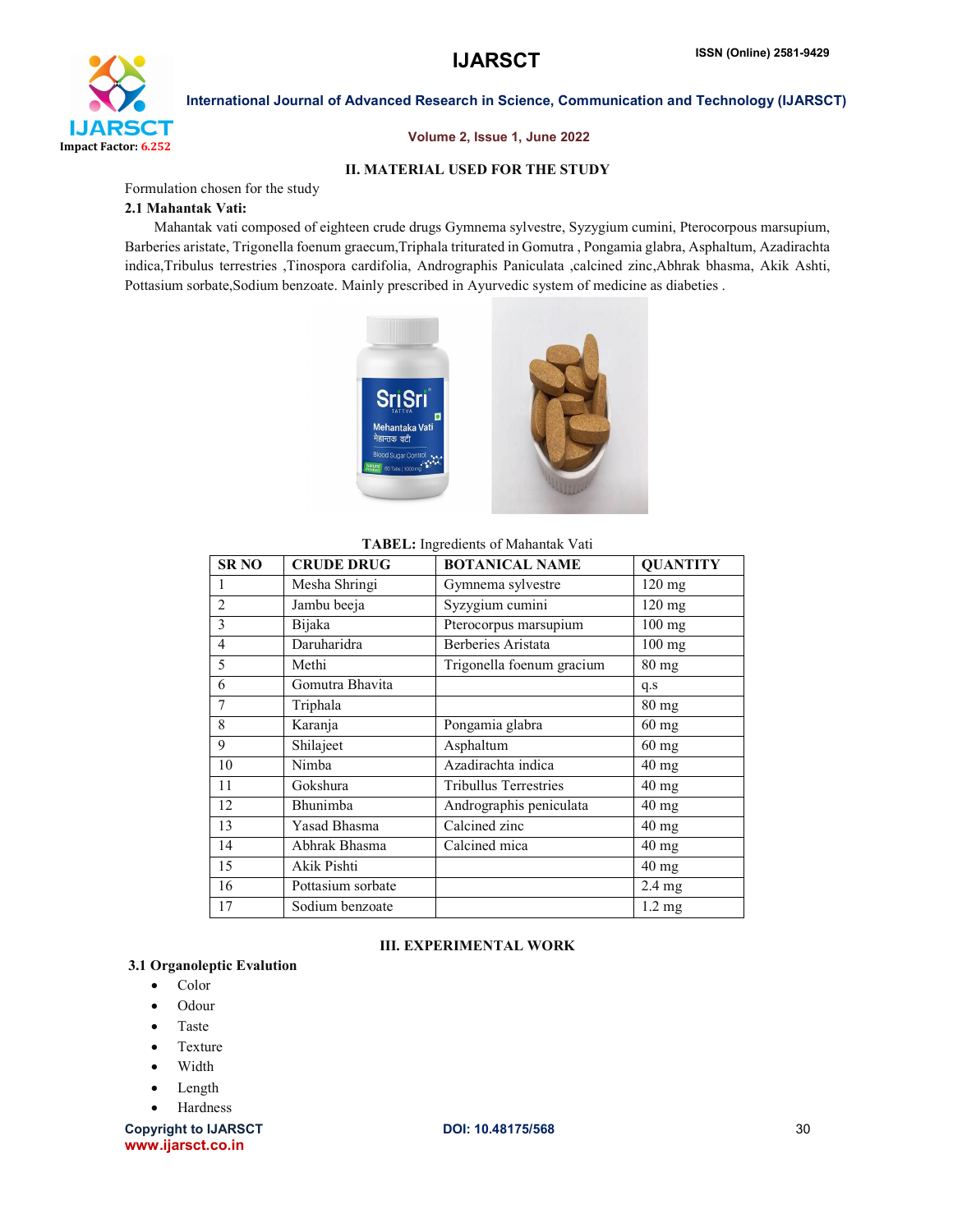## II. MATERIAL USED FOR THE STUDY

Formulation chosen for the study

### 2.1 Mahantak Vati:

Mahantak vati composed of eighteen crude drugs Gymnema sylvestre, Syzygium cumini, Pterocorpous marsupium, Barberies aristate, Trigonella foenum graecum,Triphala triturated in Gomutra , Pongamia glabra, Asphaltum, Azadirachta indica,Tribulus terrestries ,Tinospora cardifolia, Andrographis Paniculata ,calcined zinc,Abhrak bhasma, Akik Ashti, Pottasium sorbate,Sodium benzoate. Mainly prescribed in Ayurvedic system of medicine as diabeties .

**TABEL:** Ingredients of Mahantak Vati

| SR NO | CRUDE DRUG | BOTANICAL NAME | QUANTITY |
|---|---|---|---|
| 1 | Mesha Shringi | Gymnema sylvestre | 120 mg |
| 2 | Jambu beeja | Syzygium cumini | 120 mg |
| 3 | Bijaka | Pterocorpus marsupium | 100 mg |
| 4 | Daruharidra | Berberies Aristata | 100 mg |
| 5 | Methi | Trigonella foenum gracium | 80 mg |
| 6 | Gomutra Bhavita | | q.s |
| 7 | Triphala | | 80 mg |
| 8 | Karanja | Pongamia glabra | 60 mg |
| 9 | Shilajeet | Asphaltum | 60 mg |
| 10 | Nimba | Azadirachta indica | 40 mg |
| 11 | Gokshura | Tribullus Terrestries | 40 mg |
| 12 | Bhunimba | Andrographis peniculata | 40 mg |
| 13 | Yasad Bhasma | Calcined zinc | 40 mg |
| 14 | Abhrak Bhasma | Calcined mica | 40 mg |
| 15 | Akik Pishti | | 40 mg |
| 16 | Pottasium sorbate | | 2.4 mg |
| 17 | Sodium benzoate | | 1.2 mg |

## III. EXPERIMENTAL WORK

### 3.1 Organoleptic Evalution

- Color
- Odour
- Taste
- Texture
- Width
- Length
- Hardness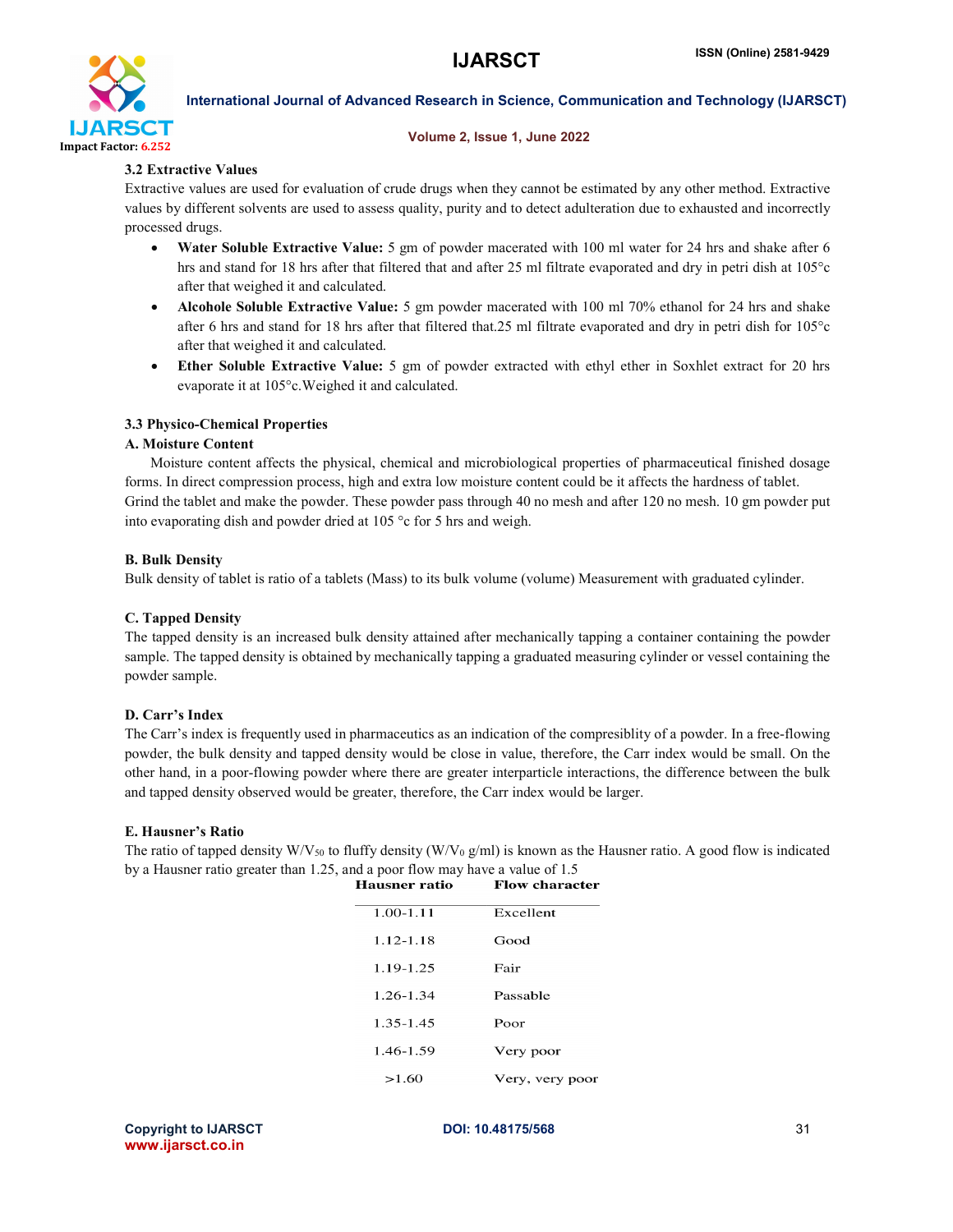### 3.2 Extractive Values

Extractive values are used for evaluation of crude drugs when they cannot be estimated by any other method. Extractive values by different solvents are used to assess quality, purity and to detect adulteration due to exhausted and incorrectly processed drugs.

- **Water Soluble Extractive Value:** 5 gm of powder macerated with 100 ml water for 24 hrs and shake after 6 hrs and stand for 18 hrs after that filtered that and after 25 ml filtrate evaporated and dry in petri dish at 105°c after that weighed it and calculated.
- **Alcohole Soluble Extractive Value:** 5 gm powder macerated with 100 ml 70% ethanol for 24 hrs and shake after 6 hrs and stand for 18 hrs after that filtered that.25 ml filtrate evaporated and dry in petri dish for 105°c after that weighed it and calculated.
- **Ether Soluble Extractive Value:** 5 gm of powder extracted with ethyl ether in Soxhlet extract for 20 hrs evaporate it at 105°c.Weighed it and calculated.

### 3.3 Physico-Chemical Properties

#### A. Moisture Content

Moisture content affects the physical, chemical and microbiological properties of pharmaceutical finished dosage forms. In direct compression process, high and extra low moisture content could be it affects the hardness of tablet. Grind the tablet and make the powder. These powder pass through 40 no mesh and after 120 no mesh. 10 gm powder put into evaporating dish and powder dried at 105 °c for 5 hrs and weigh.

#### B. Bulk Density

Bulk density of tablet is ratio of a tablets (Mass) to its bulk volume (volume) Measurement with graduated cylinder.

#### C. Tapped Density

The tapped density is an increased bulk density attained after mechanically tapping a container containing the powder sample. The tapped density is obtained by mechanically tapping a graduated measuring cylinder or vessel containing the powder sample.

#### D. Carr's Index

The Carr's index is frequently used in pharmaceutics as an indication of the compresiblity of a powder. In a free-flowing powder, the bulk density and tapped density would be close in value, therefore, the Carr index would be small. On the other hand, in a poor-flowing powder where there are greater interparticle interactions, the difference between the bulk and tapped density observed would be greater, therefore, the Carr index would be larger.

#### E. Hausner's Ratio

The ratio of tapped density $W/V_{50}$ to fluffy density ($W/V_0$ g/ml) is known as the Hausner ratio. A good flow is indicated by a Hausner ratio greater than 1.25, and a poor flow may have a value of 1.5

| Hausner ratio | Flow character |
|---|---|
| 1.00-1.11 | Excellent |
| 1.12-1.18 | Good |
| 1.19-1.25 | Fair |
| 1.26-1.34 | Passable |
| 1.35-1.45 | Poor |
| 1.46-1.59 | Very poor |
| >1.60 | Very, very poor |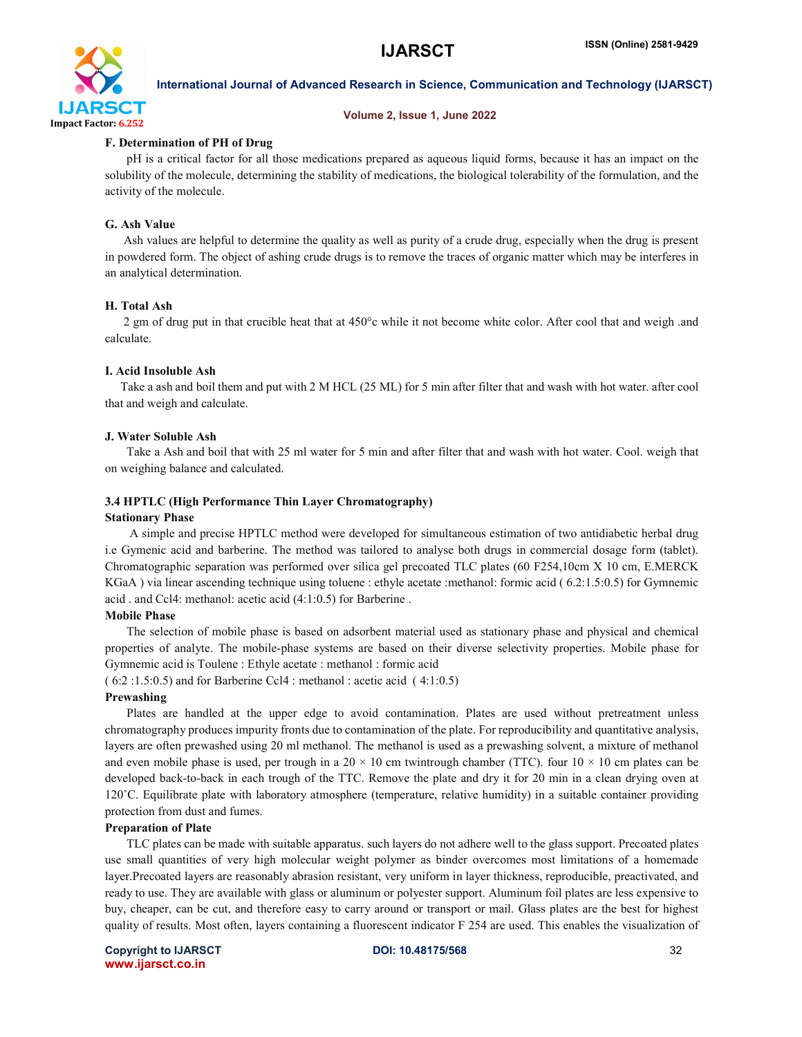**F. Determination of PH of Drug**

pH is a critical factor for all those medications prepared as aqueous liquid forms, because it has an impact on the solubility of the molecule, determining the stability of medications, the biological tolerability of the formulation, and the activity of the molecule.

**G. Ash Value**

Ash values are helpful to determine the quality as well as purity of a crude drug, especially when the drug is present in powdered form. The object of ashing crude drugs is to remove the traces of organic matter which may be interferes in an analytical determination.

**H. Total Ash**

2 gm of drug put in that crucible heat that at 450°c while it not become white color. After cool that and weigh .and calculate.

**I. Acid Insoluble Ash**

Take a ash and boil them and put with 2 M HCL (25 ML) for 5 min after filter that and wash with hot water. after cool that and weigh and calculate.

**J. Water Soluble Ash**

Take a Ash and boil that with 25 ml water for 5 min and after filter that and wash with hot water. Cool. weigh that on weighing balance and calculated.

**3.4 HPTLC (High Performance Thin Layer Chromatography)**

**Stationary Phase**

A simple and precise HPTLC method were developed for simultaneous estimation of two antidiabetic herbal drug i.e Gymenic acid and barberine. The method was tailored to analyse both drugs in commercial dosage form (tablet). Chromatographic separation was performed over silica gel precoated TLC plates (60 F254,10cm X 10 cm, E.MERCK KGaA ) via linear ascending technique using toluene : ethyle acetate :methanol: formic acid ( 6.2:1.5:0.5) for Gymnemic acid . and Ccl4: methanol: acetic acid (4:1:0.5) for Barberine .

**Mobile Phase**

The selection of mobile phase is based on adsorbent material used as stationary phase and physical and chemical properties of analyte. The mobile-phase systems are based on their diverse selectivity properties. Mobile phase for Gymnemic acid is Toulene : Ethyle acetate : methanol : formic acid

( 6:2 :1.5:0.5) and for Barberine Ccl4 : methanol : acetic acid ( 4:1:0.5)

**Prewashing**

Plates are handled at the upper edge to avoid contamination. Plates are used without pretreatment unless chromatography produces impurity fronts due to contamination of the plate. For reproducibility and quantitative analysis, layers are often prewashed using 20 ml methanol. The methanol is used as a prewashing solvent, a mixture of methanol and even mobile phase is used, per trough in a 20 × 10 cm twintrough chamber (TTC). four 10 × 10 cm plates can be developed back-to-back in each trough of the TTC. Remove the plate and dry it for 20 min in a clean drying oven at 120˚C. Equilibrate plate with laboratory atmosphere (temperature, relative humidity) in a suitable container providing protection from dust and fumes.

**Preparation of Plate**

TLC plates can be made with suitable apparatus. such layers do not adhere well to the glass support. Precoated plates use small quantities of very high molecular weight polymer as binder overcomes most limitations of a homemade layer.Precoated layers are reasonably abrasion resistant, very uniform in layer thickness, reproducible, preactivated, and ready to use. They are available with glass or aluminum or polyester support. Aluminum foil plates are less expensive to buy, cheaper, can be cut, and therefore easy to carry around or transport or mail. Glass plates are the best for highest quality of results. Most often, layers containing a fluorescent indicator F 254 are used. This enables the visualization of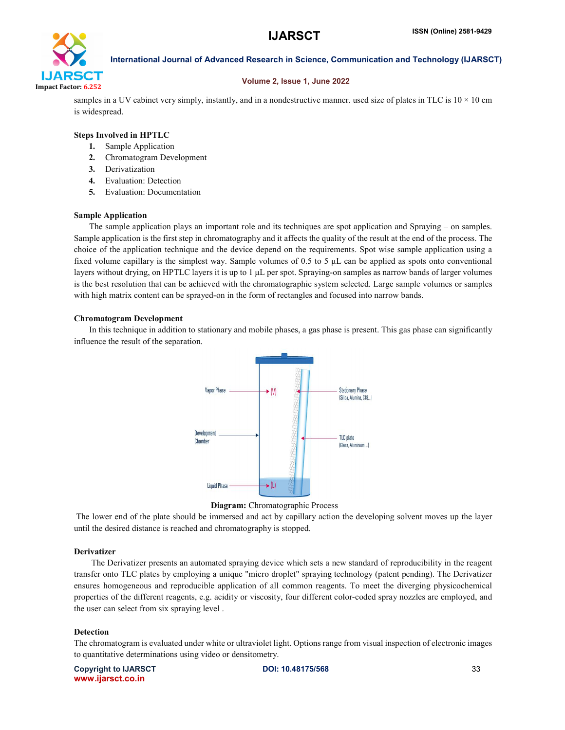samples in a UV cabinet very simply, instantly, and in a nondestructive manner. used size of plates in TLC is 10 × 10 cm is widespread.

**Steps Involved in HPTLC**

1. Sample Application
2. Chromatogram Development
3. Derivatization
4. Evaluation: Detection
5. Evaluation: Documentation

**Sample Application**

The sample application plays an important role and its techniques are spot application and Spraying – on samples. Sample application is the first step in chromatography and it affects the quality of the result at the end of the process. The choice of the application technique and the device depend on the requirements. Spot wise sample application using a fixed volume capillary is the simplest way. Sample volumes of 0.5 to 5 µL can be applied as spots onto conventional layers without drying, on HPTLC layers it is up to 1 µL per spot. Spraying-on samples as narrow bands of larger volumes is the best resolution that can be achieved with the chromatographic system selected. Large sample volumes or samples with high matrix content can be sprayed-on in the form of rectangles and focused into narrow bands.

**Chromatogram Development**

In this technique in addition to stationary and mobile phases, a gas phase is present. This gas phase can significantly influence the result of the separation.

Vapor Phase (V)
Development Chamber
Liquid Phase (L)
Stationary Phase (Silica, Alumina, C18...)
TLC plate (Glass, Aluminum...)

**Diagram:** Chromatographic Process

The lower end of the plate should be immersed and act by capillary action the developing solvent moves up the layer until the desired distance is reached and chromatography is stopped.

**Derivatizer**

The Derivatizer presents an automated spraying device which sets a new standard of reproducibility in the reagent transfer onto TLC plates by employing a unique "micro droplet" spraying technology (patent pending). The Derivatizer ensures homogeneous and reproducible application of all common reagents. To meet the diverging physicochemical properties of the different reagents, e.g. acidity or viscosity, four different color-coded spray nozzles are employed, and the user can select from six spraying level .

**Detection**

The chromatogram is evaluated under white or ultraviolet light. Options range from visual inspection of electronic images to quantitative determinations using video or densitometry.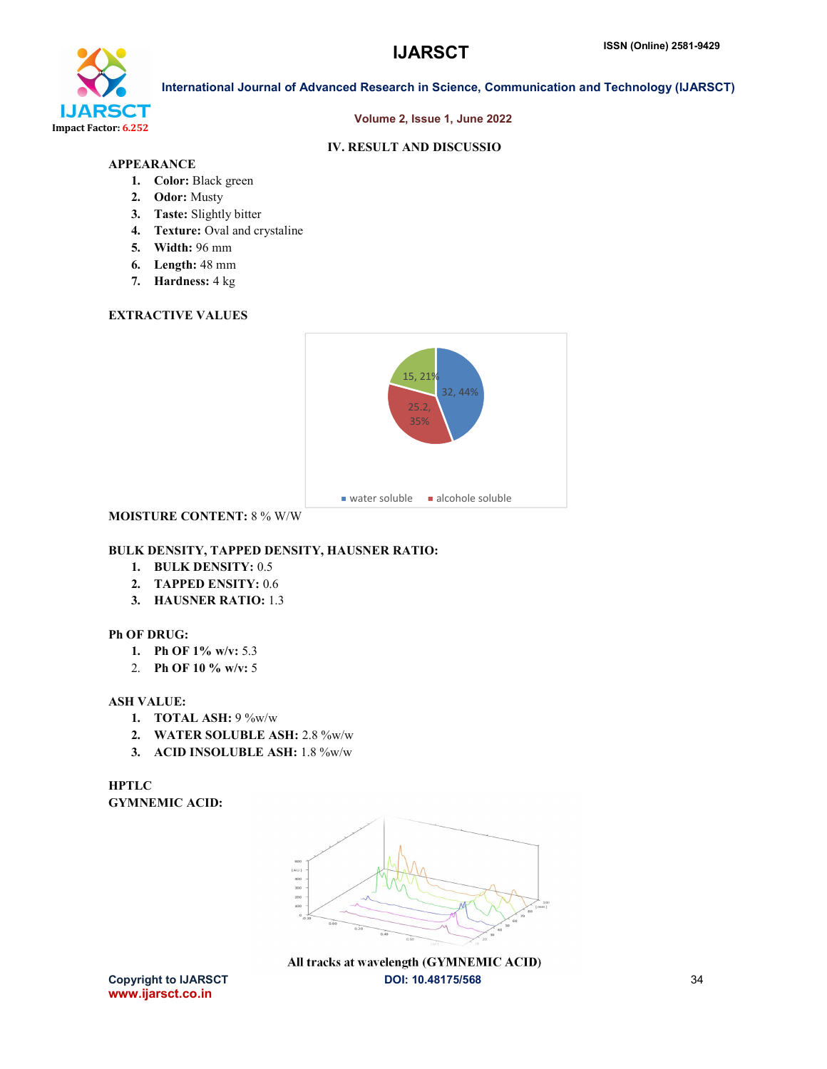## IV. RESULT AND DISCUSSIO

**APPEARANCE**

1. **Color:** Black green
2. **Odor:** Musty
3. **Taste:** Slightly bitter
4. **Texture:** Oval and crystaline
5. **Width:** 96 mm
6. **Length:** 48 mm
7. **Hardness:** 4 kg

**EXTRACTIVE VALUES**

**MOISTURE CONTENT:** 8 % W/W

**BULK DENSITY, TAPPED DENSITY, HAUSNER RATIO:**

1. **BULK DENSITY:** 0.5
2. **TAPPED ENSITY:** 0.6
3. **HAUSNER RATIO:** 1.3

**Ph OF DRUG:**

1. **Ph OF 1% w/v:** 5.3
2. **Ph OF 10 % w/v:** 5

**ASH VALUE:**

1. **TOTAL ASH:** 9 %w/w
2. **WATER SOLUBLE ASH:** 2.8 %w/w
3. **ACID INSOLUBLE ASH:** 1.8 %w/w

**HPTLC**

**GYMNEMIC ACID:**

All tracks at wavelength (GYMNEMIC ACID)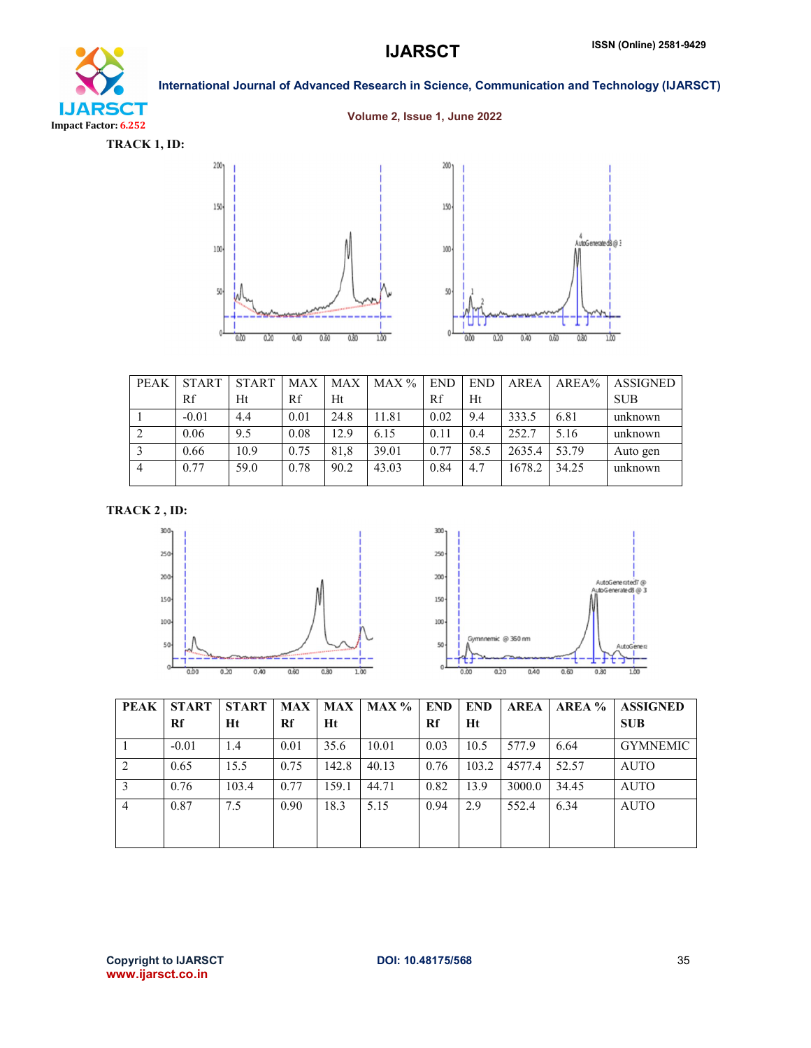**TRACK 1, ID:**

| PEAK | START Rf | START Ht | MAX Rf | MAX Ht | MAX % | END Rf | END Ht | AREA | AREA% | ASSIGNED SUB |
|---|---|---|---|---|---|---|---|---|---|---|
| 1 | -0.01 | 4.4 | 0.01 | 24.8 | 11.81 | 0.02 | 9.4 | 333.5 | 6.81 | unknown |
| 2 | 0.06 | 9.5 | 0.08 | 12.9 | 6.15 | 0.11 | 0.4 | 252.7 | 5.16 | unknown |
| 3 | 0.66 | 10.9 | 0.75 | 81,8 | 39.01 | 0.77 | 58.5 | 2635.4 | 53.79 | Auto gen |
| 4 | 0.77 | 59.0 | 0.78 | 90.2 | 43.03 | 0.84 | 4.7 | 1678.2 | 34.25 | unknown |

**TRACK 2 , ID:**

| PEAK | START Rf | START Ht | MAX Rf | MAX Ht | MAX % | END Rf | END Ht | AREA | AREA % | ASSIGNED SUB |
|---|---|---|---|---|---|---|---|---|---|---|
| 1 | -0.01 | 1.4 | 0.01 | 35.6 | 10.01 | 0.03 | 10.5 | 577.9 | 6.64 | GYMNEMIC |
| 2 | 0.65 | 15.5 | 0.75 | 142.8 | 40.13 | 0.76 | 103.2 | 4577.4 | 52.57 | AUTO |
| 3 | 0.76 | 103.4 | 0.77 | 159.1 | 44.71 | 0.82 | 13.9 | 3000.0 | 34.45 | AUTO |
| 4 | 0.87 | 7.5 | 0.90 | 18.3 | 5.15 | 0.94 | 2.9 | 552.4 | 6.34 | AUTO |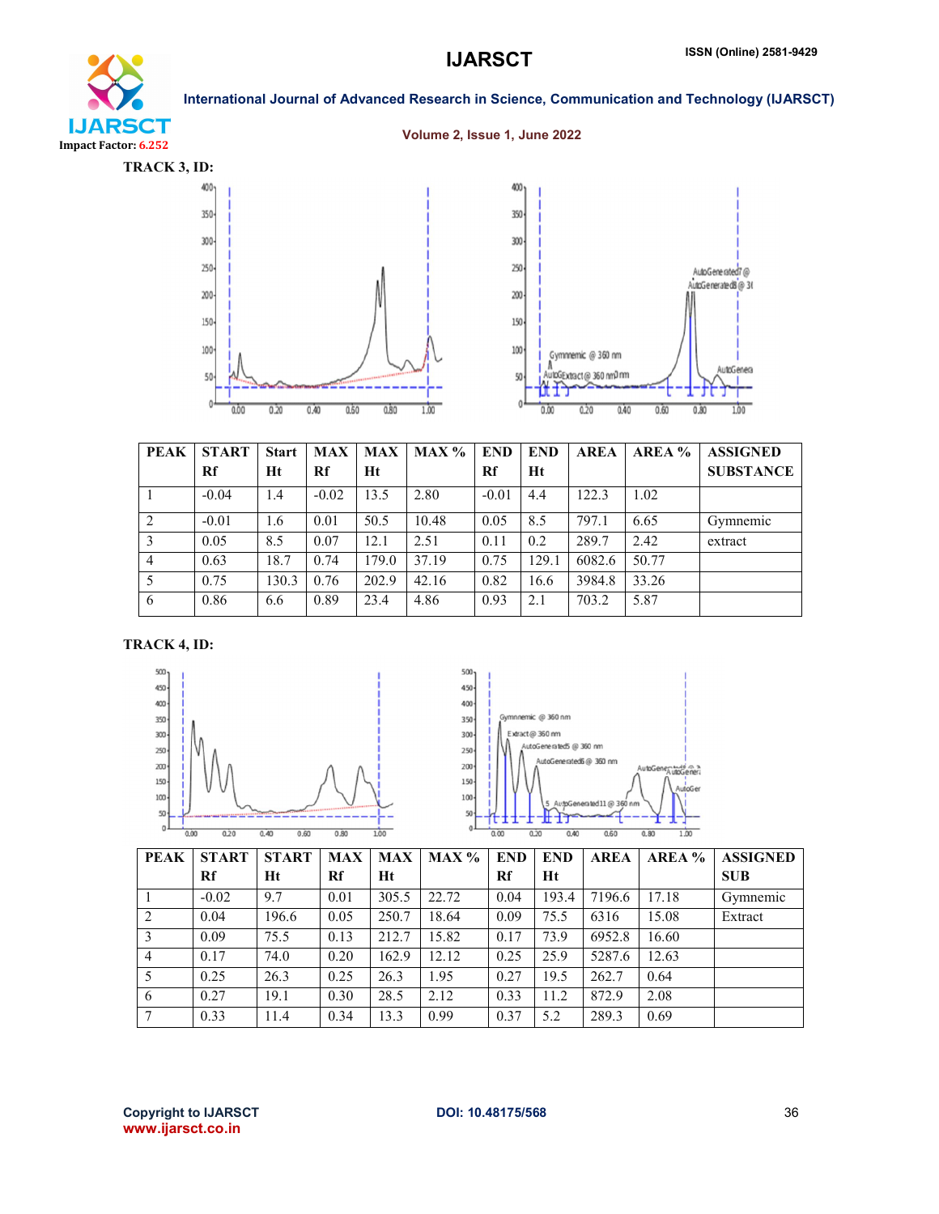**TRACK 3, ID:**

| PEAK | START Rf | Start Ht | MAX Rf | MAX Ht | MAX % | END Rf | END Ht | AREA | AREA % | ASSIGNED SUBSTANCE |
|---|---|---|---|---|---|---|---|---|---|---|
| 1 | -0.04 | 1.4 | -0.02 | 13.5 | 2.80 | -0.01 | 4.4 | 122.3 | 1.02 | |
| 2 | -0.01 | 1.6 | 0.01 | 50.5 | 10.48 | 0.05 | 8.5 | 797.1 | 6.65 | Gymnemic |
| 3 | 0.05 | 8.5 | 0.07 | 12.1 | 2.51 | 0.11 | 0.2 | 289.7 | 2.42 | extract |
| 4 | 0.63 | 18.7 | 0.74 | 179.0 | 37.19 | 0.75 | 129.1 | 6082.6 | 50.77 | |
| 5 | 0.75 | 130.3 | 0.76 | 202.9 | 42.16 | 0.82 | 16.6 | 3984.8 | 33.26 | |
| 6 | 0.86 | 6.6 | 0.89 | 23.4 | 4.86 | 0.93 | 2.1 | 703.2 | 5.87 | |

**TRACK 4, ID:**

| PEAK | START Rf | START Ht | MAX Rf | MAX Ht | MAX % | END Rf | END Ht | AREA | AREA % | ASSIGNED SUB |
|---|---|---|---|---|---|---|---|---|---|---|
| 1 | -0.02 | 9.7 | 0.01 | 305.5 | 22.72 | 0.04 | 193.4 | 7196.6 | 17.18 | Gymnemic |
| 2 | 0.04 | 196.6 | 0.05 | 250.7 | 18.64 | 0.09 | 75.5 | 6316 | 15.08 | Extract |
| 3 | 0.09 | 75.5 | 0.13 | 212.7 | 15.82 | 0.17 | 73.9 | 6952.8 | 16.60 | |
| 4 | 0.17 | 74.0 | 0.20 | 162.9 | 12.12 | 0.25 | 25.9 | 5287.6 | 12.63 | |
| 5 | 0.25 | 26.3 | 0.25 | 26.3 | 1.95 | 0.27 | 19.5 | 262.7 | 0.64 | |
| 6 | 0.27 | 19.1 | 0.30 | 28.5 | 2.12 | 0.33 | 11.2 | 872.9 | 2.08 | |
| 7 | 0.33 | 11.4 | 0.34 | 13.3 | 0.99 | 0.37 | 5.2 | 289.3 | 0.69 | |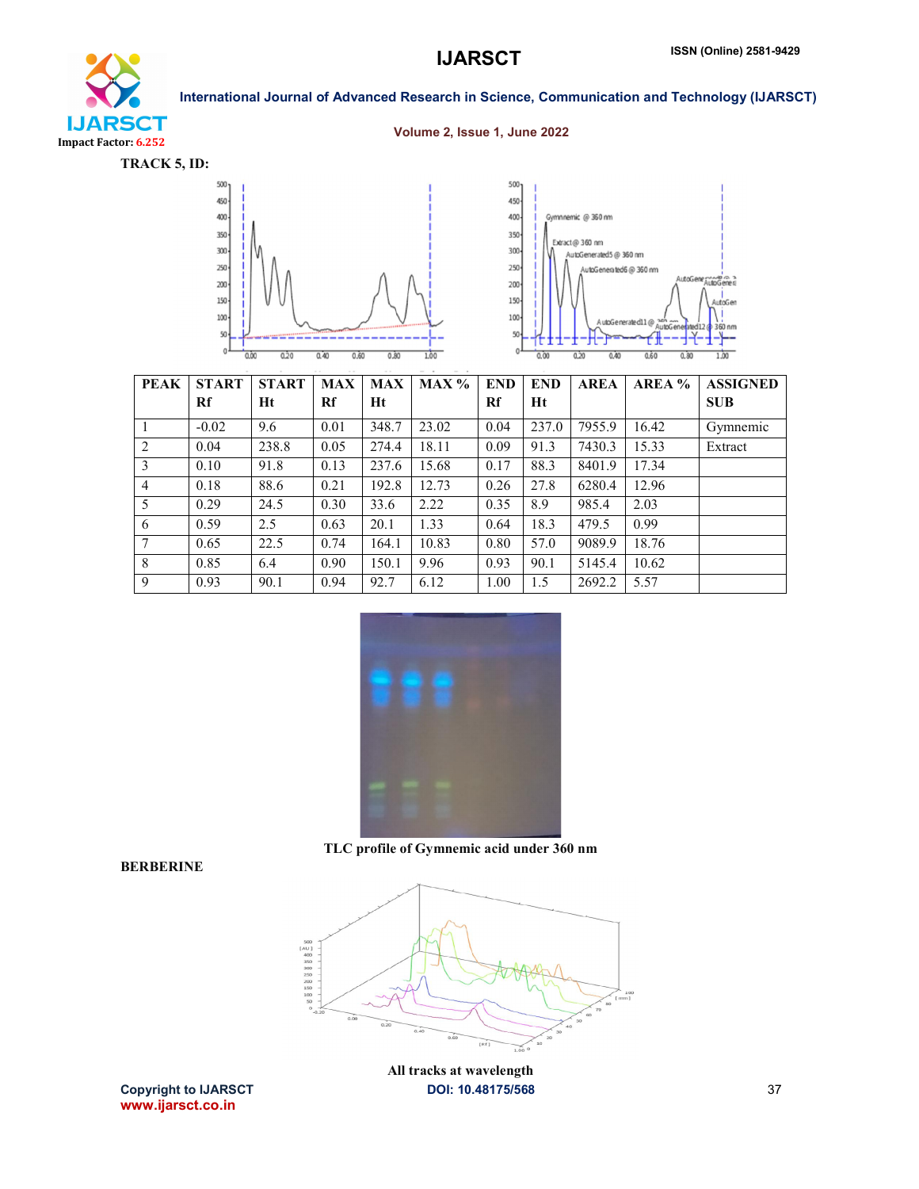**TRACK 5, ID:**

| PEAK | START Rf | START Ht | MAX Rf | MAX Ht | MAX % | END Rf | END Ht | AREA | AREA % | ASSIGNED SUB |
|---|---|---|---|---|---|---|---|---|---|---|
| 1 | -0.02 | 9.6 | 0.01 | 348.7 | 23.02 | 0.04 | 237.0 | 7955.9 | 16.42 | Gymnemic |
| 2 | 0.04 | 238.8 | 0.05 | 274.4 | 18.11 | 0.09 | 91.3 | 7430.3 | 15.33 | Extract |
| 3 | 0.10 | 91.8 | 0.13 | 237.6 | 15.68 | 0.17 | 88.3 | 8401.9 | 17.34 | |
| 4 | 0.18 | 88.6 | 0.21 | 192.8 | 12.73 | 0.26 | 27.8 | 6280.4 | 12.96 | |
| 5 | 0.29 | 24.5 | 0.30 | 33.6 | 2.22 | 0.35 | 8.9 | 985.4 | 2.03 | |
| 6 | 0.59 | 2.5 | 0.63 | 20.1 | 1.33 | 0.64 | 18.3 | 479.5 | 0.99 | |
| 7 | 0.65 | 22.5 | 0.74 | 164.1 | 10.83 | 0.80 | 57.0 | 9089.9 | 18.76 | |
| 8 | 0.85 | 6.4 | 0.90 | 150.1 | 9.96 | 0.93 | 90.1 | 5145.4 | 10.62 | |
| 9 | 0.93 | 90.1 | 0.94 | 92.7 | 6.12 | 1.00 | 1.5 | 2692.2 | 5.57 | |

TLC profile of Gymnemic acid under 360 nm

**BERBERINE**

All tracks at wavelength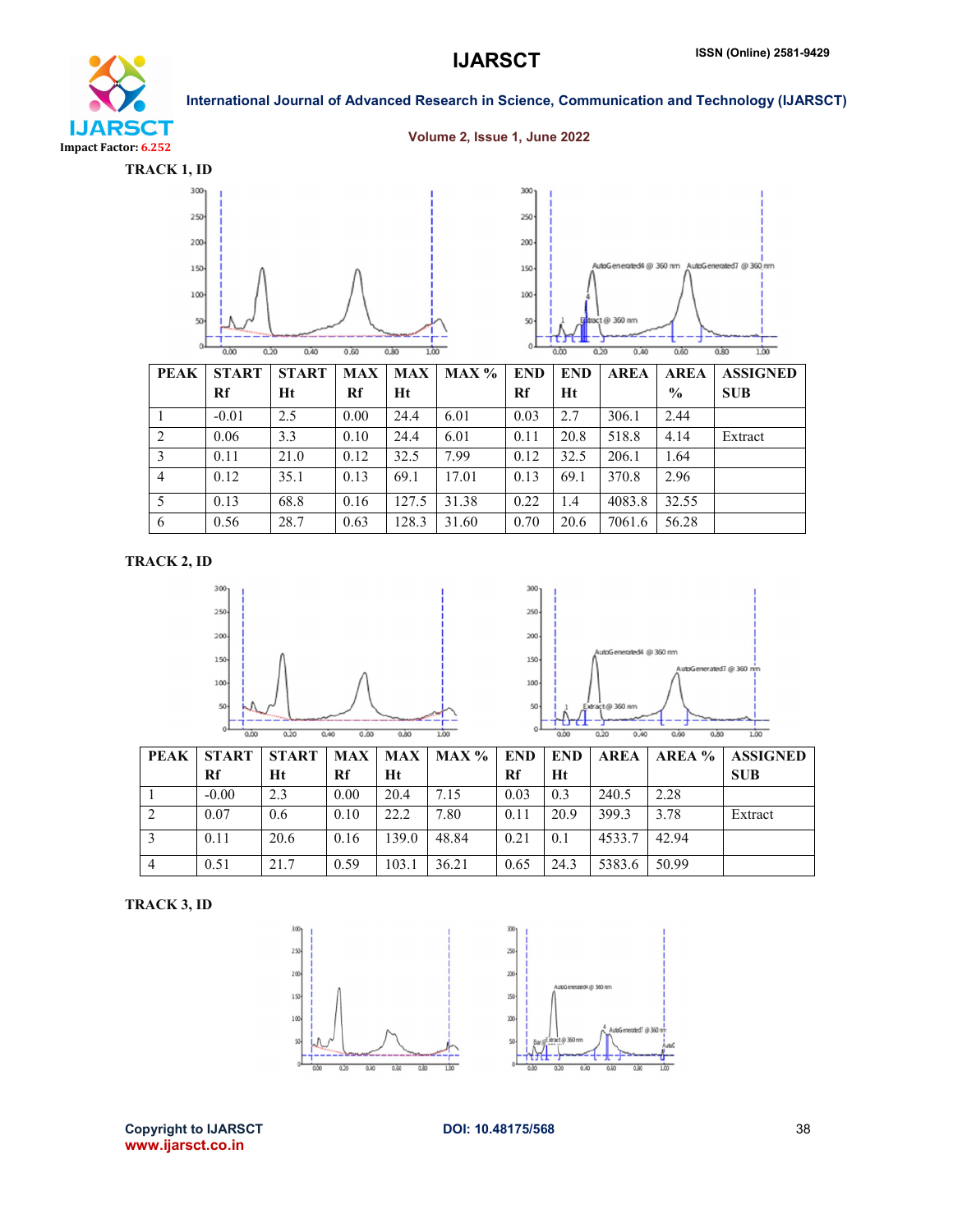**TRACK 1, ID**

| PEAK | START Rf | START Ht | MAX Rf | MAX Ht | MAX % | END Rf | END Ht | AREA | AREA % | ASSIGNED SUB |
|---|---|---|---|---|---|---|---|---|---|---|
| 1 | -0.01 | 2.5 | 0.00 | 24.4 | 6.01 | 0.03 | 2.7 | 306.1 | 2.44 | |
| 2 | 0.06 | 3.3 | 0.10 | 24.4 | 6.01 | 0.11 | 20.8 | 518.8 | 4.14 | Extract |
| 3 | 0.11 | 21.0 | 0.12 | 32.5 | 7.99 | 0.12 | 32.5 | 206.1 | 1.64 | |
| 4 | 0.12 | 35.1 | 0.13 | 69.1 | 17.01 | 0.13 | 69.1 | 370.8 | 2.96 | |
| 5 | 0.13 | 68.8 | 0.16 | 127.5 | 31.38 | 0.22 | 1.4 | 4083.8 | 32.55 | |
| 6 | 0.56 | 28.7 | 0.63 | 128.3 | 31.60 | 0.70 | 20.6 | 7061.6 | 56.28 | |

**TRACK 2, ID**

| PEAK | START Rf | START Ht | MAX Rf | MAX Ht | MAX % | END Rf | END Ht | AREA | AREA % | ASSIGNED SUB |
|---|---|---|---|---|---|---|---|---|---|---|
| 1 | -0.00 | 2.3 | 0.00 | 20.4 | 7.15 | 0.03 | 0.3 | 240.5 | 2.28 | |
| 2 | 0.07 | 0.6 | 0.10 | 22.2 | 7.80 | 0.11 | 20.9 | 399.3 | 3.78 | Extract |
| 3 | 0.11 | 20.6 | 0.16 | 139.0 | 48.84 | 0.21 | 0.1 | 4533.7 | 42.94 | |
| 4 | 0.51 | 21.7 | 0.59 | 103.1 | 36.21 | 0.65 | 24.3 | 5383.6 | 50.99 | |

**TRACK 3, ID**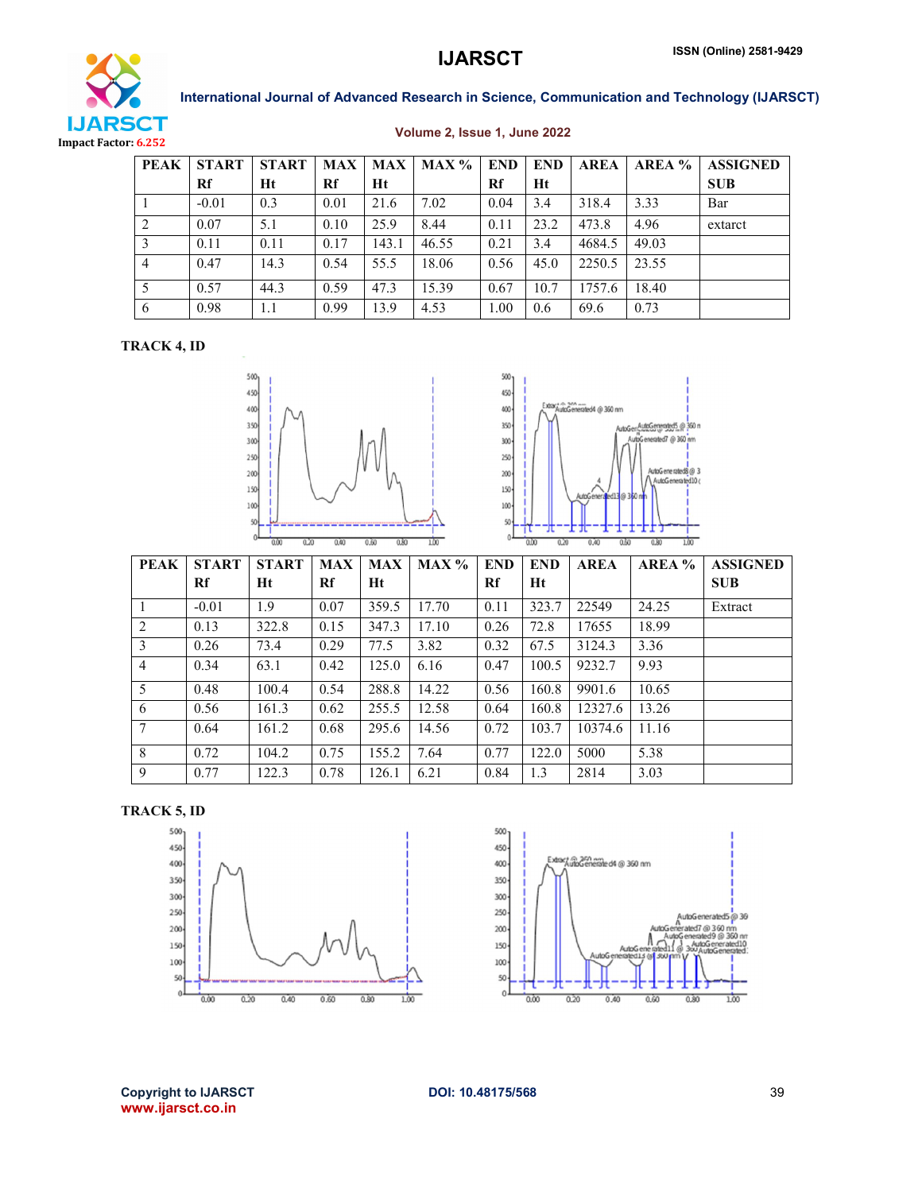| PEAK | START Rf | START Ht | MAX Rf | MAX Ht | MAX % | END Rf | END Ht | AREA | AREA % | ASSIGNED SUB |
|---|---|---|---|---|---|---|---|---|---|---|
| 1 | -0.01 | 0.3 | 0.01 | 21.6 | 7.02 | 0.04 | 3.4 | 318.4 | 3.33 | Bar |
| 2 | 0.07 | 5.1 | 0.10 | 25.9 | 8.44 | 0.11 | 23.2 | 473.8 | 4.96 | extarct |
| 3 | 0.11 | 0.11 | 0.17 | 143.1 | 46.55 | 0.21 | 3.4 | 4684.5 | 49.03 | |
| 4 | 0.47 | 14.3 | 0.54 | 55.5 | 18.06 | 0.56 | 45.0 | 2250.5 | 23.55 | |
| 5 | 0.57 | 44.3 | 0.59 | 47.3 | 15.39 | 0.67 | 10.7 | 1757.6 | 18.40 | |
| 6 | 0.98 | 1.1 | 0.99 | 13.9 | 4.53 | 1.00 | 0.6 | 69.6 | 0.73 | |

**TRACK 4, ID**

| PEAK | START Rf | START Ht | MAX Rf | MAX Ht | MAX % | END Rf | END Ht | AREA | AREA % | ASSIGNED SUB |
|---|---|---|---|---|---|---|---|---|---|---|
| 1 | -0.01 | 1.9 | 0.07 | 359.5 | 17.70 | 0.11 | 323.7 | 22549 | 24.25 | Extract |
| 2 | 0.13 | 322.8 | 0.15 | 347.3 | 17.10 | 0.26 | 72.8 | 17655 | 18.99 | |
| 3 | 0.26 | 73.4 | 0.29 | 77.5 | 3.82 | 0.32 | 67.5 | 3124.3 | 3.36 | |
| 4 | 0.34 | 63.1 | 0.42 | 125.0 | 6.16 | 0.47 | 100.5 | 9232.7 | 9.93 | |
| 5 | 0.48 | 100.4 | 0.54 | 288.8 | 14.22 | 0.56 | 160.8 | 9901.6 | 10.65 | |
| 6 | 0.56 | 161.3 | 0.62 | 255.5 | 12.58 | 0.64 | 160.8 | 12327.6 | 13.26 | |
| 7 | 0.64 | 161.2 | 0.68 | 295.6 | 14.56 | 0.72 | 103.7 | 10374.6 | 11.16 | |
| 8 | 0.72 | 104.2 | 0.75 | 155.2 | 7.64 | 0.77 | 122.0 | 5000 | 5.38 | |
| 9 | 0.77 | 122.3 | 0.78 | 126.1 | 6.21 | 0.84 | 1.3 | 2814 | 3.03 | |

**TRACK 5, ID**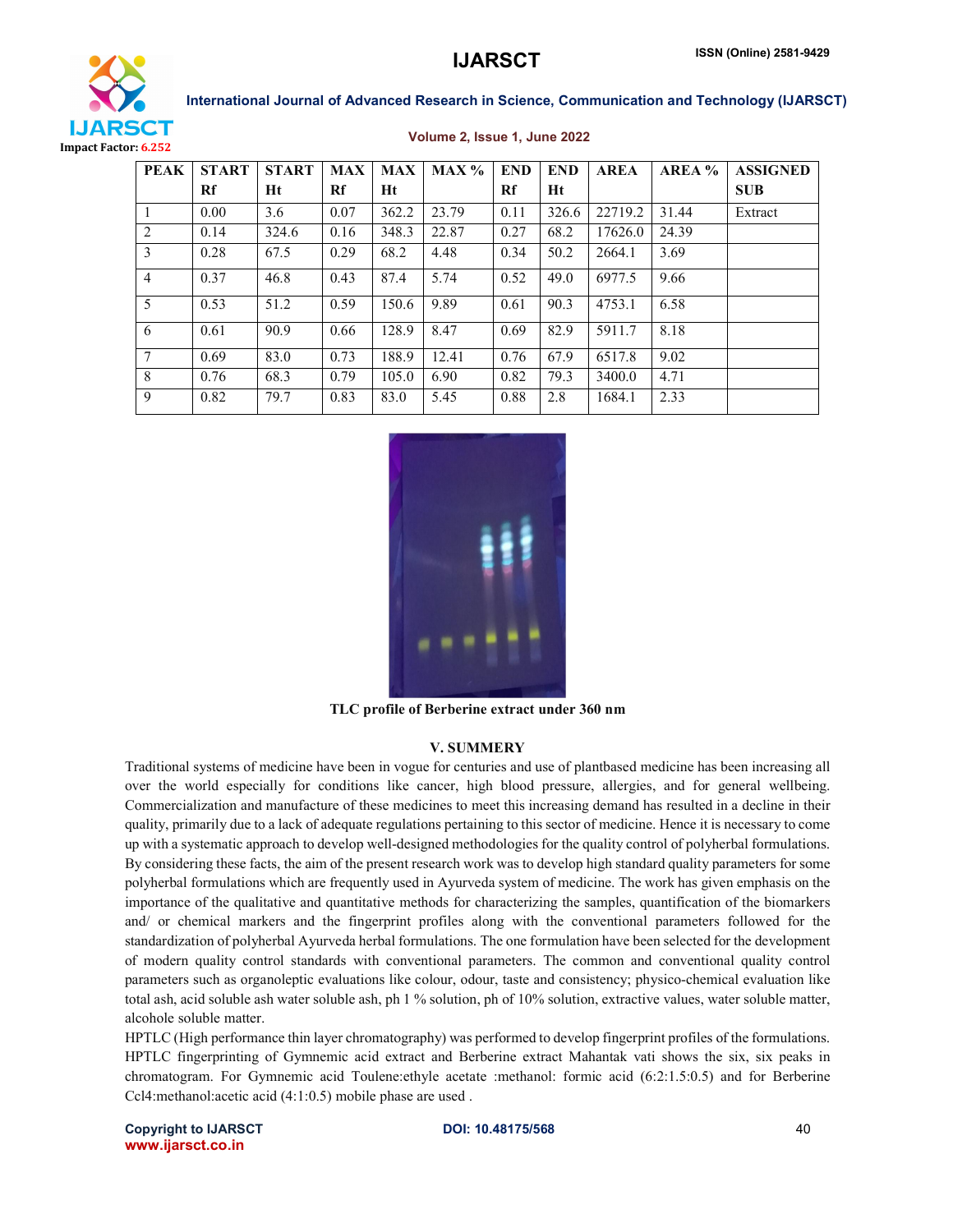| PEAK | START Rf | START Ht | MAX Rf | MAX Ht | MAX % | END Rf | END Ht | AREA | AREA % | ASSIGNED SUB |
|---|---|---|---|---|---|---|---|---|---|---|
| 1 | 0.00 | 3.6 | 0.07 | 362.2 | 23.79 | 0.11 | 326.6 | 22719.2 | 31.44 | Extract |
| 2 | 0.14 | 324.6 | 0.16 | 348.3 | 22.87 | 0.27 | 68.2 | 17626.0 | 24.39 | |
| 3 | 0.28 | 67.5 | 0.29 | 68.2 | 4.48 | 0.34 | 50.2 | 2664.1 | 3.69 | |
| 4 | 0.37 | 46.8 | 0.43 | 87.4 | 5.74 | 0.52 | 49.0 | 6977.5 | 9.66 | |
| 5 | 0.53 | 51.2 | 0.59 | 150.6 | 9.89 | 0.61 | 90.3 | 4753.1 | 6.58 | |
| 6 | 0.61 | 90.9 | 0.66 | 128.9 | 8.47 | 0.69 | 82.9 | 5911.7 | 8.18 | |
| 7 | 0.69 | 83.0 | 0.73 | 188.9 | 12.41 | 0.76 | 67.9 | 6517.8 | 9.02 | |
| 8 | 0.76 | 68.3 | 0.79 | 105.0 | 6.90 | 0.82 | 79.3 | 3400.0 | 4.71 | |
| 9 | 0.82 | 79.7 | 0.83 | 83.0 | 5.45 | 0.88 | 2.8 | 1684.1 | 2.33 | |

**TLC profile of Berberine extract under 360 nm**

## V. SUMMERY

Traditional systems of medicine have been in vogue for centuries and use of plantbased medicine has been increasing all over the world especially for conditions like cancer, high blood pressure, allergies, and for general wellbeing. Commercialization and manufacture of these medicines to meet this increasing demand has resulted in a decline in their quality, primarily due to a lack of adequate regulations pertaining to this sector of medicine. Hence it is necessary to come up with a systematic approach to develop well-designed methodologies for the quality control of polyherbal formulations. By considering these facts, the aim of the present research work was to develop high standard quality parameters for some polyherbal formulations which are frequently used in Ayurveda system of medicine. The work has given emphasis on the importance of the qualitative and quantitative methods for characterizing the samples, quantification of the biomarkers and/ or chemical markers and the fingerprint profiles along with the conventional parameters followed for the standardization of polyherbal Ayurveda herbal formulations. The one formulation have been selected for the development of modern quality control standards with conventional parameters. The common and conventional quality control parameters such as organoleptic evaluations like colour, odour, taste and consistency; physico-chemical evaluation like total ash, acid soluble ash water soluble ash, ph 1 % solution, ph of 10% solution, extractive values, water soluble matter, alcohol soluble matter.

HPTLC (High performance thin layer chromatography) was performed to develop fingerprint profiles of the formulations. HPTLC fingerprinting of Gymnemic acid extract and Berberine extract Mahantak vati shows the six, six peaks in chromatogram. For Gymnemic acid Toulene:ethyle acetate :methanol: formic acid (6:2:1.5:0.5) and for Berberine $CCl_4$:methanol:acetic acid (4:1:0.5) mobile phase are used .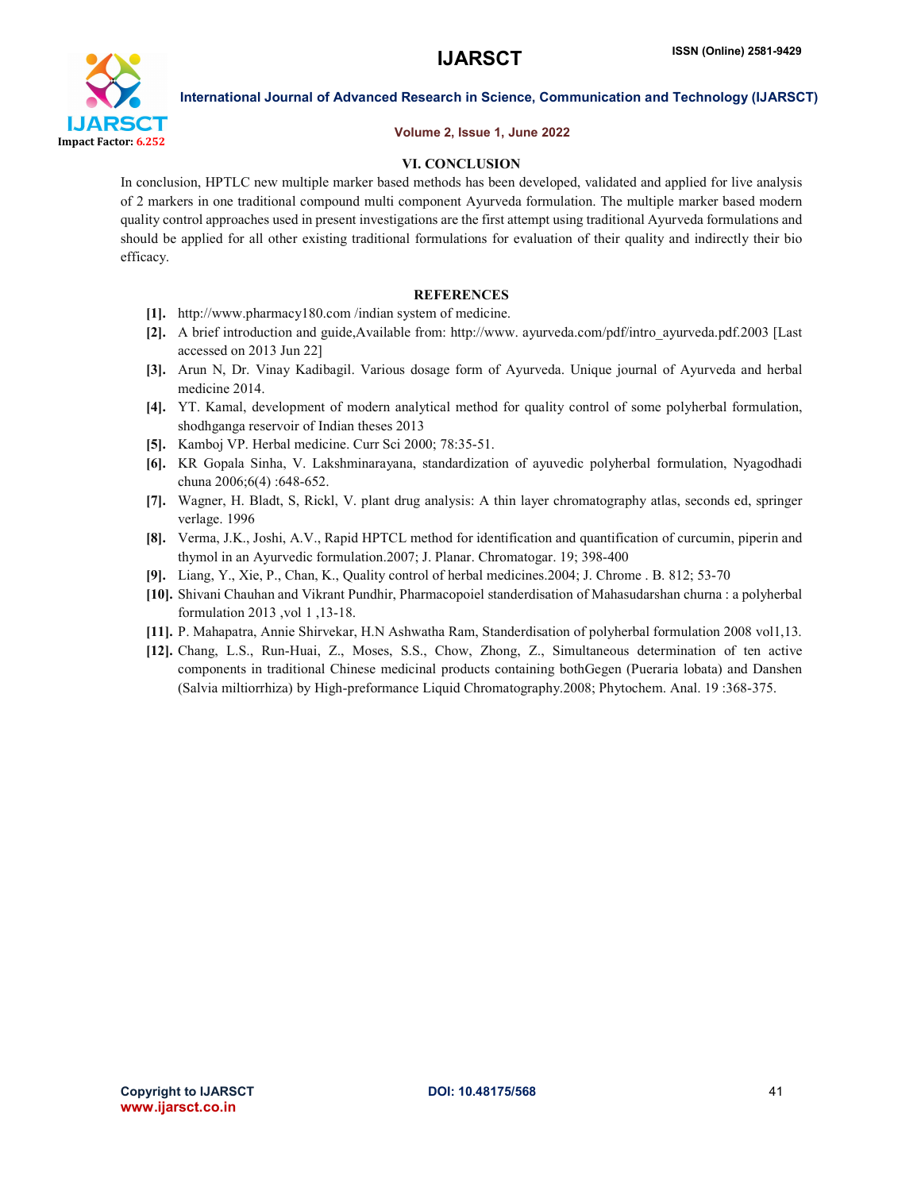## VI. CONCLUSION

In conclusion, HPTLC new multiple marker based methods has been developed, validated and applied for live analysis of 2 markers in one traditional compound multi component Ayurveda formulation. The multiple marker based modern quality control approaches used in present investigations are the first attempt using traditional Ayurveda formulations and should be applied for all other existing traditional formulations for evaluation of their quality and indirectly their bio efficacy.

## REFERENCES

- **[1].** http://www.pharmacy180.com /indian system of medicine.
- **[2].** A brief introduction and guide,Available from: http://www. ayurveda.com/pdf/intro_ayurveda.pdf.2003 [Last accessed on 2013 Jun 22]
- **[3].** Arun N, Dr. Vinay Kadibagil. Various dosage form of Ayurveda. Unique journal of Ayurveda and herbal medicine 2014.
- **[4].** YT. Kamal, development of modern analytical method for quality control of some polyherbal formulation, shodhganga reservoir of Indian theses 2013
- **[5].** Kamboj VP. Herbal medicine. Curr Sci 2000; 78:35-51.
- **[6].** KR Gopala Sinha, V. Lakshminarayana, standardization of ayuvedic polyherbal formulation, Nyagodhadi chuna 2006;6(4) :648-652.
- **[7].** Wagner, H. Bladt, S, Rickl, V. plant drug analysis: A thin layer chromatography atlas, seconds ed, springer verlage. 1996
- **[8].** Verma, J.K., Joshi, A.V., Rapid HPTCL method for identification and quantification of curcumin, piperin and thymol in an Ayurvedic formulation.2007; J. Planar. Chromatogar. 19; 398-400
- **[9].** Liang, Y., Xie, P., Chan, K., Quality control of herbal medicines.2004; J. Chrome . B. 812; 53-70
- **[10].** Shivani Chauhan and Vikrant Pundhir, Pharmacopoiel standerdisation of Mahasudarshan churna : a polyherbal formulation 2013 ,vol 1 ,13-18.
- **[11].** P. Mahapatra, Annie Shirvekar, H.N Ashwatha Ram, Standerdisation of polyherbal formulation 2008 vol1,13.
- **[12].** Chang, L.S., Run-Huai, Z., Moses, S.S., Chow, Zhong, Z., Simultaneous determination of ten active components in traditional Chinese medicinal products containing bothGegen (Pueraria lobata) and Danshen (Salvia miltiorrhiza) by High-preformance Liquid Chromatography.2008; Phytochem. Anal. 19 :368-375.